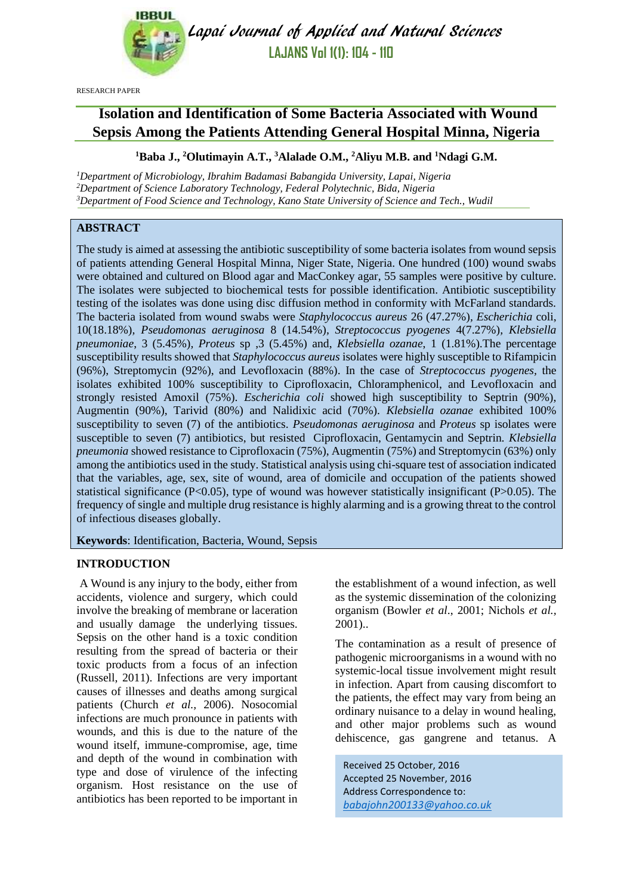RESEARCH PAPER

# Isolation and Identification of Some Bacteria Associated with Wound Sepsis Among the Patients Attending General Hospital Minna, Nigeria

**[1]Baba J., [2]Olutimayin A.T., [3]Alalade O.M., [2]Aliyu M.B. and [1]Ndagi G.M.**

*[1]Department of Microbiology, Ibrahim Badamasi Babangida University, Lapai, Nigeria*
*[2]Department of Science Laboratory Technology, Federal Polytechnic, Bida, Nigeria*
*[3]Department of Food Science and Technology, Kano State University of Science and Tech., Wudil*

## ABSTRACT

The study is aimed at assessing the antibiotic susceptibility of some bacteria isolates from wound sepsis of patients attending General Hospital Minna, Niger State, Nigeria. One hundred (100) wound swabs were obtained and cultured on Blood agar and MacConkey agar, 55 samples were positive by culture. The isolates were subjected to biochemical tests for possible identification. Antibiotic susceptibility testing of the isolates was done using disc diffusion method in conformity with McFarland standards. The bacteria isolated from wound swabs were *Staphylococcus aureus* 26 (47.27%), *Escherichia* coli, 10(18.18%), *Pseudomonas aeruginosa* 8 (14.54%), *Streptococcus pyogenes* 4(7.27%), *Klebsiella pneumoniae*, 3 (5.45%), *Proteus* sp ,3 (5.45%) and, *Klebsiella ozanae*, 1 (1.81%).The percentage susceptibility results showed that *Staphylococcus aureus* isolates were highly susceptible to Rifampicin (96%), Streptomycin (92%), and Levofloxacin (88%). In the case of *Streptococcus pyogenes*, the isolates exhibited 100% susceptibility to Ciprofloxacin, Chloramphenicol, and Levofloxacin and strongly resisted Amoxil (75%). *Escherichia coli* showed high susceptibility to Septrin (90%), Augmentin (90%), Tarivid (80%) and Nalidixic acid (70%). *Klebsiella ozanae* exhibited 100% susceptibility to seven (7) of the antibiotics. *Pseudomonas aeruginosa* and *Proteus* sp isolates were susceptible to seven (7) antibiotics, but resisted Ciprofloxacin, Gentamycin and Septrin. *Klebsiella pneumonia* showed resistance to Ciprofloxacin (75%), Augmentin (75%) and Streptomycin (63%) only among the antibiotics used in the study. Statistical analysis using chi-square test of association indicated that the variables, age, sex, site of wound, area of domicile and occupation of the patients showed statistical significance ($P<0.05$), type of wound was however statistically insignificant ($P>0.05$). The frequency of single and multiple drug resistance is highly alarming and is a growing threat to the control of infectious diseases globally.

**Keywords**: Identification, Bacteria, Wound, Sepsis

## INTRODUCTION

A Wound is any injury to the body, either from accidents, violence and surgery, which could involve the breaking of membrane or laceration and usually damage the underlying tissues. Sepsis on the other hand is a toxic condition resulting from the spread of bacteria or their toxic products from a focus of an infection (Russell, 2011). Infections are very important causes of illnesses and deaths among surgical patients (Church *et al.,* 2006). Nosocomial infections are much pronounce in patients with wounds, and this is due to the nature of the wound itself, immune-compromise, age, time and depth of the wound in combination with type and dose of virulence of the infecting organism. Host resistance on the use of antibiotics has been reported to be important in the establishment of a wound infection, as well as the systemic dissemination of the colonizing organism (Bowler *et al*., 2001; Nichols *et al.*, 2001)..

The contamination as a result of presence of pathogenic microorganisms in a wound with no systemic-local tissue involvement might result in infection. Apart from causing discomfort to the patients, the effect may vary from being an ordinary nuisance to a delay in wound healing, and other major problems such as wound dehiscence, gas gangrene and tetanus. A

Received 25 October, 2016
Accepted 25 November, 2016
Address Correspondence to:
*babajohn200133@yahoo.co.uk*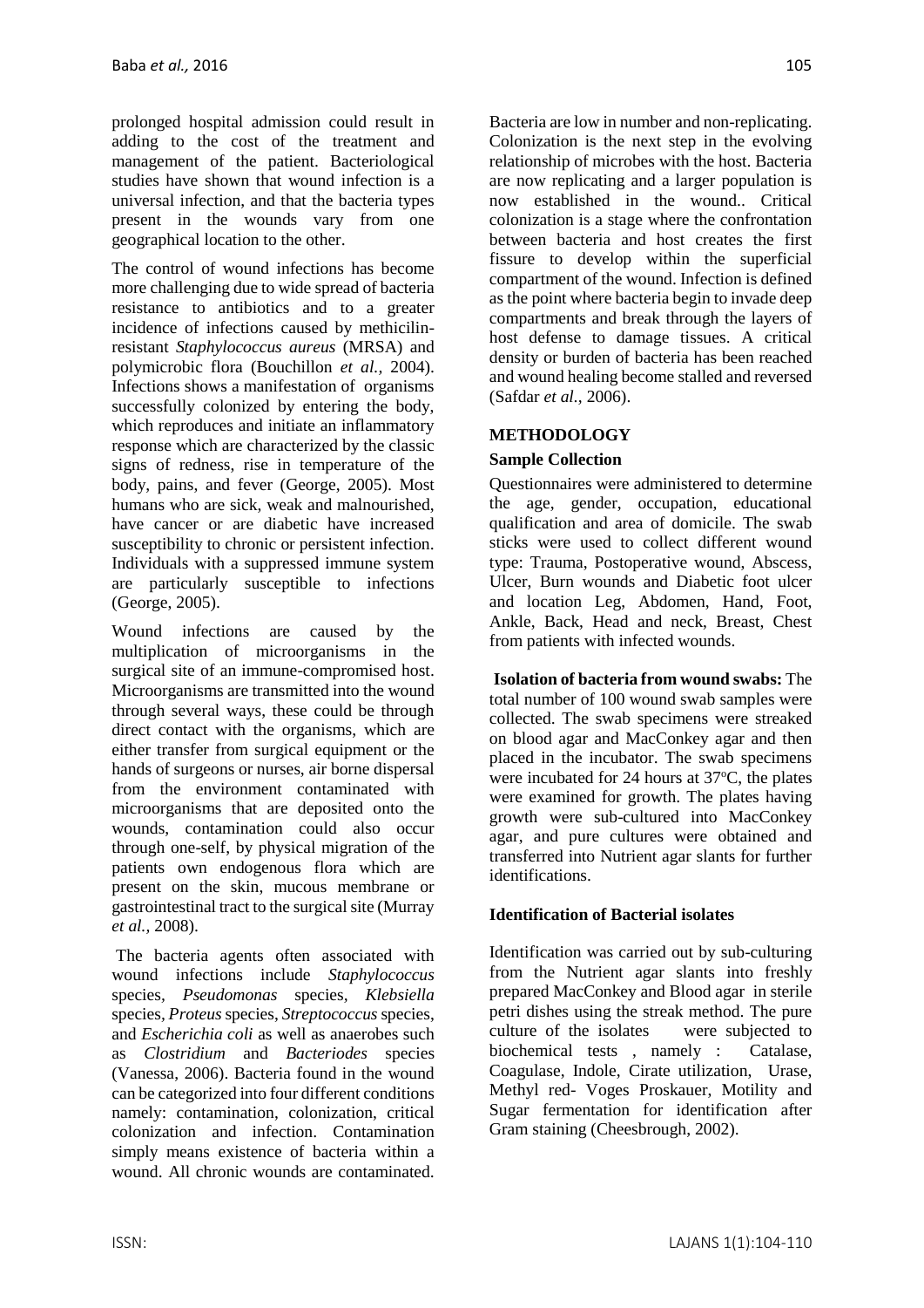prolonged hospital admission could result in adding to the cost of the treatment and management of the patient. Bacteriological studies have shown that wound infection is a universal infection, and that the bacteria types present in the wounds vary from one geographical location to the other.

The control of wound infections has become more challenging due to wide spread of bacteria resistance to antibiotics and to a greater incidence of infections caused by methicilin-resistant *Staphylococcus aureus* (MRSA) and polymicrobic flora (Bouchillon *et al.,* 2004). Infections shows a manifestation of organisms successfully colonized by entering the body, which reproduces and initiate an inflammatory response which are characterized by the classic signs of redness, rise in temperature of the body, pains, and fever (George, 2005). Most humans who are sick, weak and malnourished, have cancer or are diabetic have increased susceptibility to chronic or persistent infection. Individuals with a suppressed immune system are particularly susceptible to infections (George, 2005).

Wound infections are caused by the multiplication of microorganisms in the surgical site of an immune-compromised host. Microorganisms are transmitted into the wound through several ways, these could be through direct contact with the organisms, which are either transfer from surgical equipment or the hands of surgeons or nurses, air borne dispersal from the environment contaminated with microorganisms that are deposited onto the wounds, contamination could also occur through one-self, by physical migration of the patients own endogenous flora which are present on the skin, mucous membrane or gastrointestinal tract to the surgical site (Murray *et al.,* 2008).

The bacteria agents often associated with wound infections include *Staphylococcus* species, *Pseudomonas* species, *Klebsiella* species, *Proteus* species, *Streptococcus* species, and *Escherichia coli* as well as anaerobes such as *Clostridium* and *Bacteriodes* species (Vanessa, 2006). Bacteria found in the wound can be categorized into four different conditions namely: contamination, colonization, critical colonization and infection. Contamination simply means existence of bacteria within a wound. All chronic wounds are contaminated. Bacteria are low in number and non-replicating. Colonization is the next step in the evolving relationship of microbes with the host. Bacteria are now replicating and a larger population is now established in the wound.. Critical colonization is a stage where the confrontation between bacteria and host creates the first fissure to develop within the superficial compartment of the wound. Infection is defined as the point where bacteria begin to invade deep compartments and break through the layers of host defense to damage tissues. A critical density or burden of bacteria has been reached and wound healing become stalled and reversed (Safdar *et al.,* 2006).

## METHODOLOGY

### Sample Collection

Questionnaires were administered to determine the age, gender, occupation, educational qualification and area of domicile. The swab sticks were used to collect different wound type: Trauma, Postoperative wound, Abscess, Ulcer, Burn wounds and Diabetic foot ulcer and location Leg, Abdomen, Hand, Foot, Ankle, Back, Head and neck, Breast, Chest from patients with infected wounds.

**Isolation of bacteria from wound swabs:** The total number of 100 wound swab samples were collected. The swab specimens were streaked on blood agar and MacConkey agar and then placed in the incubator. The swab specimens were incubated for 24 hours at 37ºC, the plates were examined for growth. The plates having growth were sub-cultured into MacConkey agar, and pure cultures were obtained and transferred into Nutrient agar slants for further identifications.

### Identification of Bacterial isolates

Identification was carried out by sub-culturing from the Nutrient agar slants into freshly prepared MacConkey and Blood agar in sterile petri dishes using the streak method. The pure culture of the isolates were subjected to biochemical tests , namely : Catalase, Coagulase, Indole, Cirate utilization, Urase, Methyl red- Voges Proskauer, Motility and Sugar fermentation for identification after Gram staining (Cheesbrough, 2002).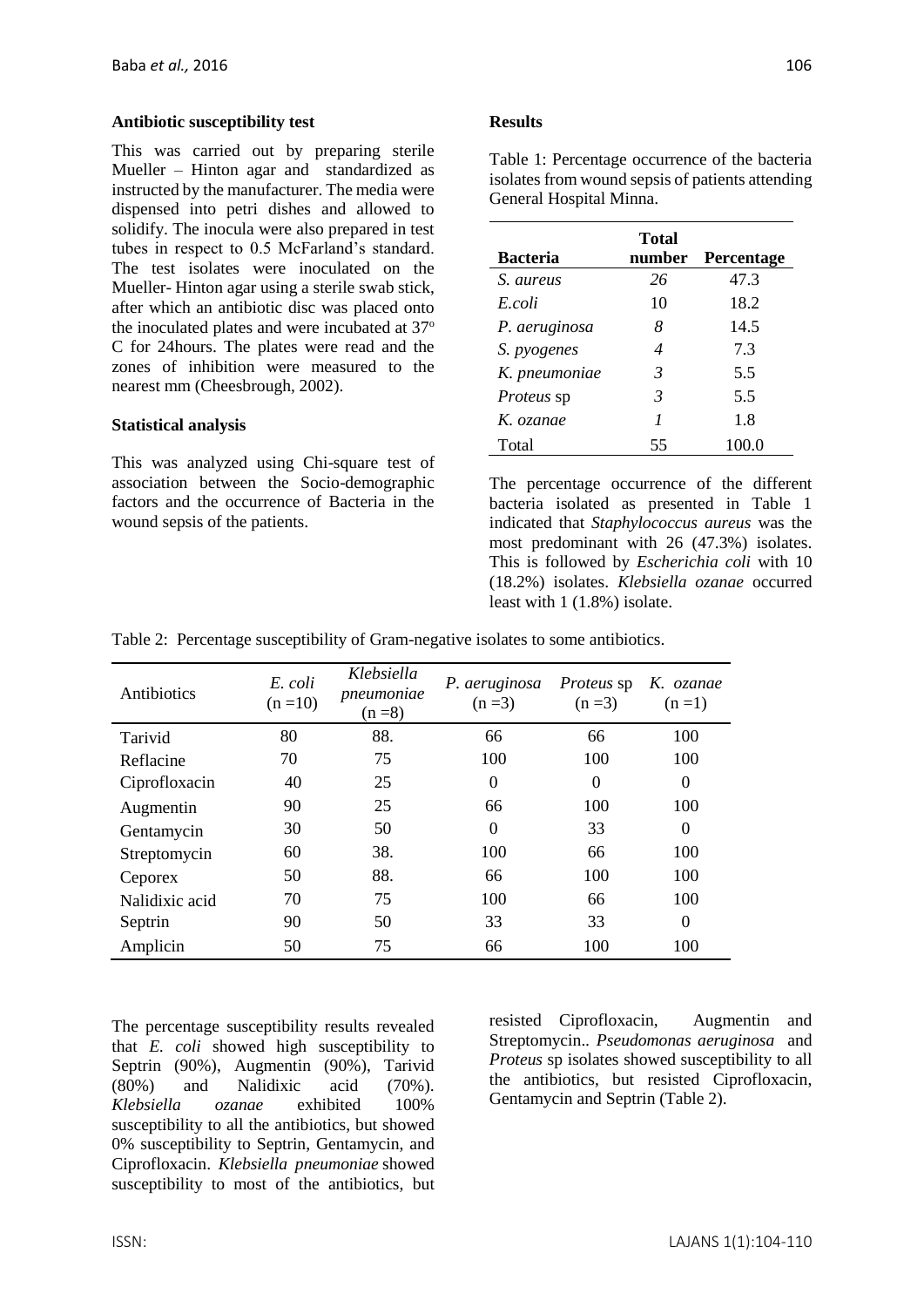**Antibiotic susceptibility test**

This was carried out by preparing sterile Mueller – Hinton agar and standardized as instructed by the manufacturer. The media were dispensed into petri dishes and allowed to solidify. The inocula were also prepared in test tubes in respect to 0.5 McFarland's standard. The test isolates were inoculated on the Mueller- Hinton agar using a sterile swab stick, after which an antibiotic disc was placed onto the inoculated plates and were incubated at 37º C for 24hours. The plates were read and the zones of inhibition were measured to the nearest mm (Cheesbrough, 2002).

**Statistical analysis**

This was analyzed using Chi-square test of association between the Socio-demographic factors and the occurrence of Bacteria in the wound sepsis of the patients.

**Results**

Table 1: Percentage occurrence of the bacteria isolates from wound sepsis of patients attending General Hospital Minna.

| Bacteria | Total number | Percentage |
|---|---|---|
| *S. aureus* | *26* | 47.3 |
| *E.coli* | 10 | 18.2 |
| *P. aeruginosa* | *8* | 14.5 |
| *S. pyogenes* | *4* | 7.3 |
| *K. pneumoniae* | *3* | 5.5 |
| *Proteus* sp | *3* | 5.5 |
| *K. ozanae* | *1* | 1.8 |
| Total | 55 | 100.0 |

The percentage occurrence of the different bacteria isolated as presented in Table 1 indicated that *Staphylococcus aureus* was the most predominant with 26 (47.3%) isolates. This is followed by *Escherichia coli* with 10 (18.2%) isolates. *Klebsiella ozanae* occurred least with 1 (1.8%) isolate.

Table 2: Percentage susceptibility of Gram-negative isolates to some antibiotics.

| Antibiotics | *E. coli* (n =10) | *Klebsiella pneumoniae* (n =8) | *P. aeruginosa* (n =3) | *Proteus* sp (n =3) | *K. ozanae* (n =1) |
|---|---|---|---|---|---|
| Tarivid | 80 | 88. | 66 | 66 | 100 |
| Reflacine | 70 | 75 | 100 | 100 | 100 |
| Ciprofloxacin | 40 | 25 | 0 | 0 | 0 |
| Augmentin | 90 | 25 | 66 | 100 | 100 |
| Gentamycin | 30 | 50 | 0 | 33 | 0 |
| Streptomycin | 60 | 38. | 100 | 66 | 100 |
| Ceporex | 50 | 88. | 66 | 100 | 100 |
| Nalidixic acid | 70 | 75 | 100 | 66 | 100 |
| Septrin | 90 | 50 | 33 | 33 | 0 |
| Amplicin | 50 | 75 | 66 | 100 | 100 |

The percentage susceptibility results revealed that *E. coli* showed high susceptibility to Septrin (90%), Augmentin (90%), Tarivid (80%) and Nalidixic acid (70%). *Klebsiella ozanae* exhibited 100% susceptibility to all the antibiotics, but showed 0% susceptibility to Septrin, Gentamycin, and Ciprofloxacin. *Klebsiella pneumoniae* showed susceptibility to most of the antibiotics, but resisted Ciprofloxacin, Augmentin and Streptomycin.. *Pseudomonas aeruginosa* and *Proteus* sp isolates showed susceptibility to all the antibiotics, but resisted Ciprofloxacin, Gentamycin and Septrin (Table 2).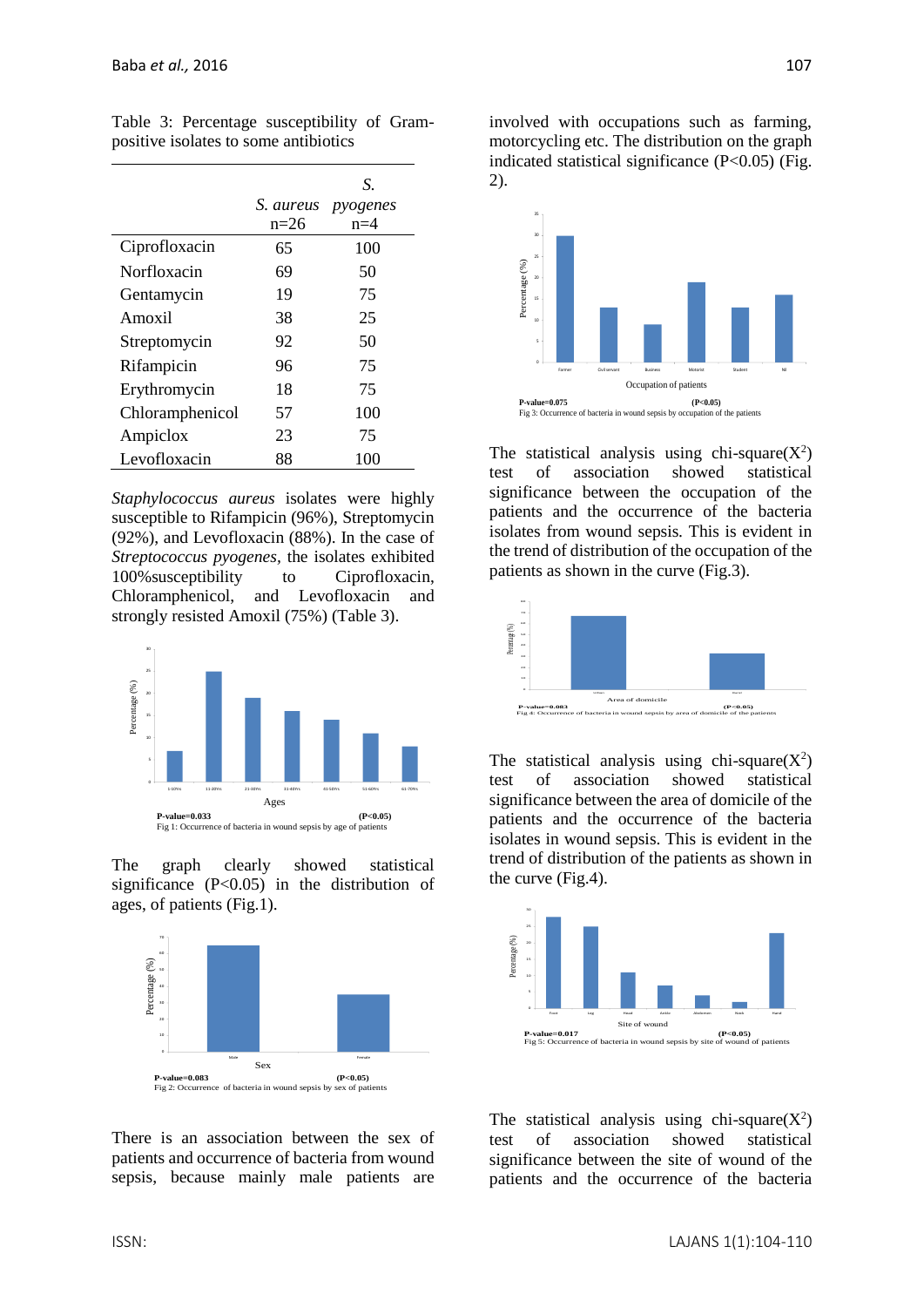Table 3: Percentage susceptibility of Gram-positive isolates to some antibiotics

| | *S. aureus* n=26 | *S. pyogenes* n=4 |
|---|---|---|
| Ciprofloxacin | 65 | 100 |
| Norfloxacin | 69 | 50 |
| Gentamycin | 19 | 75 |
| Amoxil | 38 | 25 |
| Streptomycin | 92 | 50 |
| Rifampicin | 96 | 75 |
| Erythromycin | 18 | 75 |
| Chloramphenicol | 57 | 100 |
| Ampiclox | 23 | 75 |
| Levofloxacin | 88 | 100 |

*Staphylococcus aureus* isolates were highly susceptible to Rifampicin (96%), Streptomycin (92%), and Levofloxacin (88%). In the case of *Streptococcus pyogenes*, the isolates exhibited 100%susceptibility to Ciprofloxacin, Chloramphenicol, and Levofloxacin and strongly resisted Amoxil (75%) (Table 3).

P-value=0.033 (P<0.05)
Fig 1: Occurrence of bacteria in wound sepsis by age of patients

The graph clearly showed statistical significance (P<0.05) in the distribution of ages, of patients (Fig.1).

P-value=0.083 (P<0.05)
Fig 2: Occurrence of bacteria in wound sepsis by sex of patients

There is an association between the sex of patients and occurrence of bacteria from wound sepsis, because mainly male patients are involved with occupations such as farming, motorcycling etc. The distribution on the graph indicated statistical significance (P<0.05) (Fig. 2).

P-value=0.075 (P<0.05)
Fig 3: Occurrence of bacteria in wound sepsis by occupation of the patients

The statistical analysis using chi-square($X^2$) test of association showed statistical significance between the occupation of the patients and the occurrence of the bacteria isolates from wound sepsis. This is evident in the trend of distribution of the occupation of the patients as shown in the curve (Fig.3).

P-value=0.083 (P<0.05)
Fig 4: Occurrence of bacteria in wound sepsis by area of domicile of the patients

The statistical analysis using chi-square($X^2$) test of association showed statistical significance between the area of domicile of the patients and the occurrence of the bacteria isolates in wound sepsis. This is evident in the trend of distribution of the patients as shown in the curve (Fig.4).

P-value=0.017 (P<0.05)
Fig 5: Occurrence of bacteria in wound sepsis by site of wound of patients

The statistical analysis using chi-square($X^2$) test of association showed statistical significance between the site of wound of the patients and the occurrence of the bacteria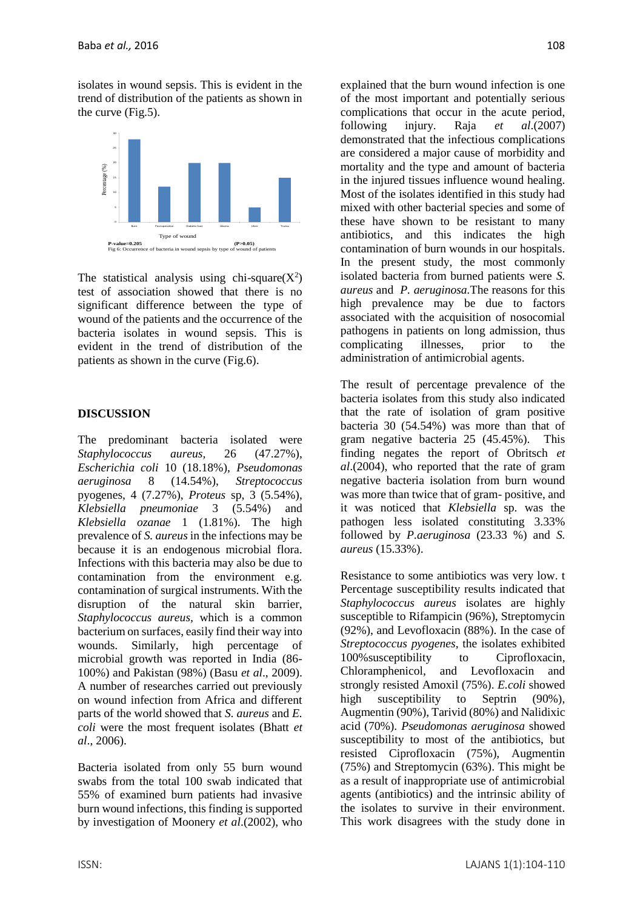isolates in wound sepsis. This is evident in the trend of distribution of the patients as shown in the curve (Fig.5).

Percentage (%)

Burn Post-operative Diabetic foot Abscess Ulcer Trauma

Type of wound

**P-value=0.205** **(P>0.05)**

Fig 6: Occurrence of bacteria in wound sepsis by type of wound of patients

The statistical analysis using chi-square($X^2$) test of association showed that there is no significant difference between the type of wound of the patients and the occurrence of the bacteria isolates in wound sepsis. This is evident in the trend of distribution of the patients as shown in the curve (Fig.6).

## DISCUSSION

The predominant bacteria isolated were *Staphylococcus aureus,* 26 (47.27%), *Escherichia coli* 10 (18.18%), *Pseudomonas aeruginosa* 8 (14.54%), *Streptococcus* pyogenes, 4 (7.27%), *Proteus* sp, 3 (5.54%), *Klebsiella pneumoniae* 3 (5.54%) and *Klebsiella ozanae* 1 (1.81%). The high prevalence of *S. aureus* in the infections may be because it is an endogenous microbial flora. Infections with this bacteria may also be due to contamination from the environment e.g. contamination of surgical instruments. With the disruption of the natural skin barrier, *Staphylococcus aureus*, which is a common bacterium on surfaces, easily find their way into wounds. Similarly, high percentage of microbial growth was reported in India (86-100%) and Pakistan (98%) (Basu *et al*., 2009). A number of researches carried out previously on wound infection from Africa and different parts of the world showed that *S. aureus* and *E. coli* were the most frequent isolates (Bhatt *et al*., 2006).

Bacteria isolated from only 55 burn wound swabs from the total 100 swab indicated that 55% of examined burn patients had invasive burn wound infections, this finding is supported by investigation of Moonery *et al*.(2002), who explained that the burn wound infection is one of the most important and potentially serious complications that occur in the acute period, following injury. Raja *et al*.(2007) demonstrated that the infectious complications are considered a major cause of morbidity and mortality and the type and amount of bacteria in the injured tissues influence wound healing. Most of the isolates identified in this study had mixed with other bacterial species and some of these have shown to be resistant to many antibiotics, and this indicates the high contamination of burn wounds in our hospitals. In the present study, the most commonly isolated bacteria from burned patients were *S. aureus* and *P. aeruginosa*.The reasons for this high prevalence may be due to factors associated with the acquisition of nosocomial pathogens in patients on long admission, thus complicating illnesses, prior to the administration of antimicrobial agents.

The result of percentage prevalence of the bacteria isolates from this study also indicated that the rate of isolation of gram positive bacteria 30 (54.54%) was more than that of gram negative bacteria 25 (45.45%). This finding negates the report of Obritsch *et al*.(2004), who reported that the rate of gram negative bacteria isolation from burn wound was more than twice that of gram- positive, and it was noticed that *Klebsiella* sp. was the pathogen less isolated constituting 3.33% followed by *P.aeruginosa* (23.33 %) and *S. aureus* (15.33%).

Resistance to some antibiotics was very low. t Percentage susceptibility results indicated that *Staphylococcus aureus* isolates are highly susceptible to Rifampicin (96%), Streptomycin (92%), and Levofloxacin (88%). In the case of *Streptococcus pyogenes*, the isolates exhibited 100%susceptibility to Ciprofloxacin, Chloramphenicol, and Levofloxacin and strongly resisted Amoxil (75%). *E.coli* showed high susceptibility to Septrin (90%), Augmentin (90%), Tarivid (80%) and Nalidixic acid (70%). *Pseudomonas aeruginosa* showed susceptibility to most of the antibiotics, but resisted Ciprofloxacin (75%), Augmentin (75%) and Streptomycin (63%). This might be as a result of inappropriate use of antimicrobial agents (antibiotics) and the intrinsic ability of the isolates to survive in their environment. This work disagrees with the study done in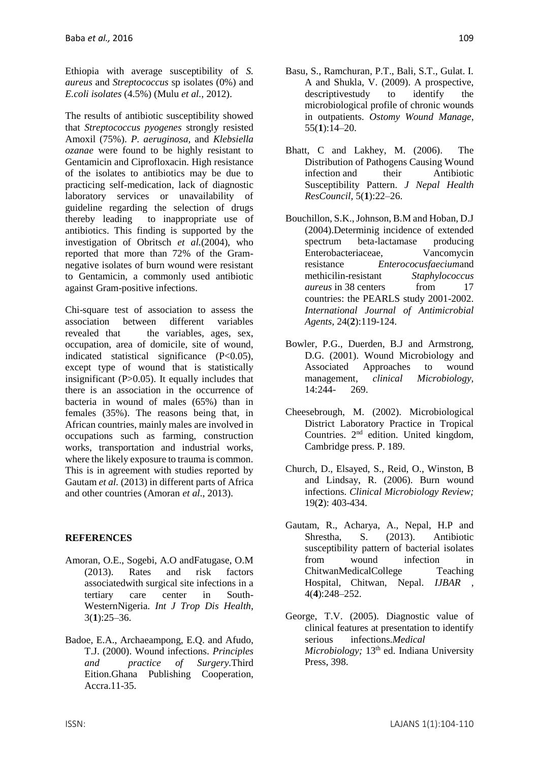Ethiopia with average susceptibility of *S. aureus* and *Streptococcus* sp isolates (0%) and *E.coli isolates* (4.5%) (Mulu *et al.,* 2012).

The results of antibiotic susceptibility showed that *Streptococcus pyogenes* strongly resisted Amoxil (75%). *P. aeruginosa,* and *Klebsiella ozanae* were found to be highly resistant to Gentamicin and Ciprofloxacin. High resistance of the isolates to antibiotics may be due to practicing self-medication, lack of diagnostic laboratory services or unavailability of guideline regarding the selection of drugs thereby leading to inappropriate use of antibiotics. This finding is supported by the investigation of Obritsch *et al.*(2004), who reported that more than 72% of the Gram-negative isolates of burn wound were resistant to Gentamicin, a commonly used antibiotic against Gram-positive infections.

Chi-square test of association to assess the association between different variables revealed that the variables, ages, sex, occupation, area of domicile, site of wound, indicated statistical significance ($P<0.05$), except type of wound that is statistically insignificant ($P>0.05$). It equally includes that there is an association in the occurrence of bacteria in wound of males (65%) than in females (35%). The reasons being that, in African countries, mainly males are involved in occupations such as farming, construction works, transportation and industrial works, where the likely exposure to trauma is common. This is in agreement with studies reported by Gautam *et al.* (2013) in different parts of Africa and other countries (Amoran *et al*., 2013).

## REFERENCES

Amoran, O.E., Sogebi, A.O andFatugase, O.M (2013). Rates and risk factors associatedwith surgical site infections in a tertiary care center in South-WesternNigeria. *Int J Trop Dis Health*, 3(**1**):25–36.

Badoe, E.A., Archaeampong, E.Q. and Afudo, T.J. (2000). Wound infections. *Principles and practice of Surgery*.Third Eition.Ghana Publishing Cooperation, Accra.11-35.

Basu, S., Ramchuran, P.T., Bali, S.T., Gulat. I. A and Shukla, V. (2009). A prospective, descriptivestudy to identify the microbiological profile of chronic wounds in outpatients. *Ostomy Wound Manage*, 55(**1**):14–20.

Bhatt, C and Lakhey, M. (2006). The Distribution of Pathogens Causing Wound infection and their Antibiotic Susceptibility Pattern. *J Nepal Health ResCouncil,* 5(**1**):22–26.

Bouchillon, S.K., Johnson, B.M and Hoban, D.J (2004).Determinig incidence of extended spectrum beta-lactamase producing Enterobacteriaceae, Vancomycin resistance *Enterococusfaecium*and methicilin-resistant *Staphylococcus aureus* in 38 centers from 17 countries: the PEARLS study 2001-2002. *International Journal of Antimicrobial Agents,* 24(**2**):119-124.

Bowler, P.G., Duerden, B.J and Armstrong, D.G. (2001). Wound Microbiology and Associated Approaches to wound management, *clinical Microbiology,* 14:244- 269.

Cheesebrough, M. (2002). Microbiological District Laboratory Practice in Tropical Countries. 2nd edition. United kingdom, Cambridge press. P. 189.

Church, D., Elsayed, S., Reid, O., Winston, B and Lindsay, R. (2006). Burn wound infections. *Clinical Microbiology Review;* 19(**2**): 403-434.

Gautam, R., Acharya, A., Nepal, H.P and Shrestha, S. (2013). Antibiotic susceptibility pattern of bacterial isolates from wound infection in ChitwanMedicalCollege Teaching Hospital, Chitwan, Nepal. *IJBAR* , 4(**4**):248–252.

George, T.V. (2005). Diagnostic value of clinical features at presentation to identify serious infections.*Medical Microbiology;* 13th ed. Indiana University Press, 398.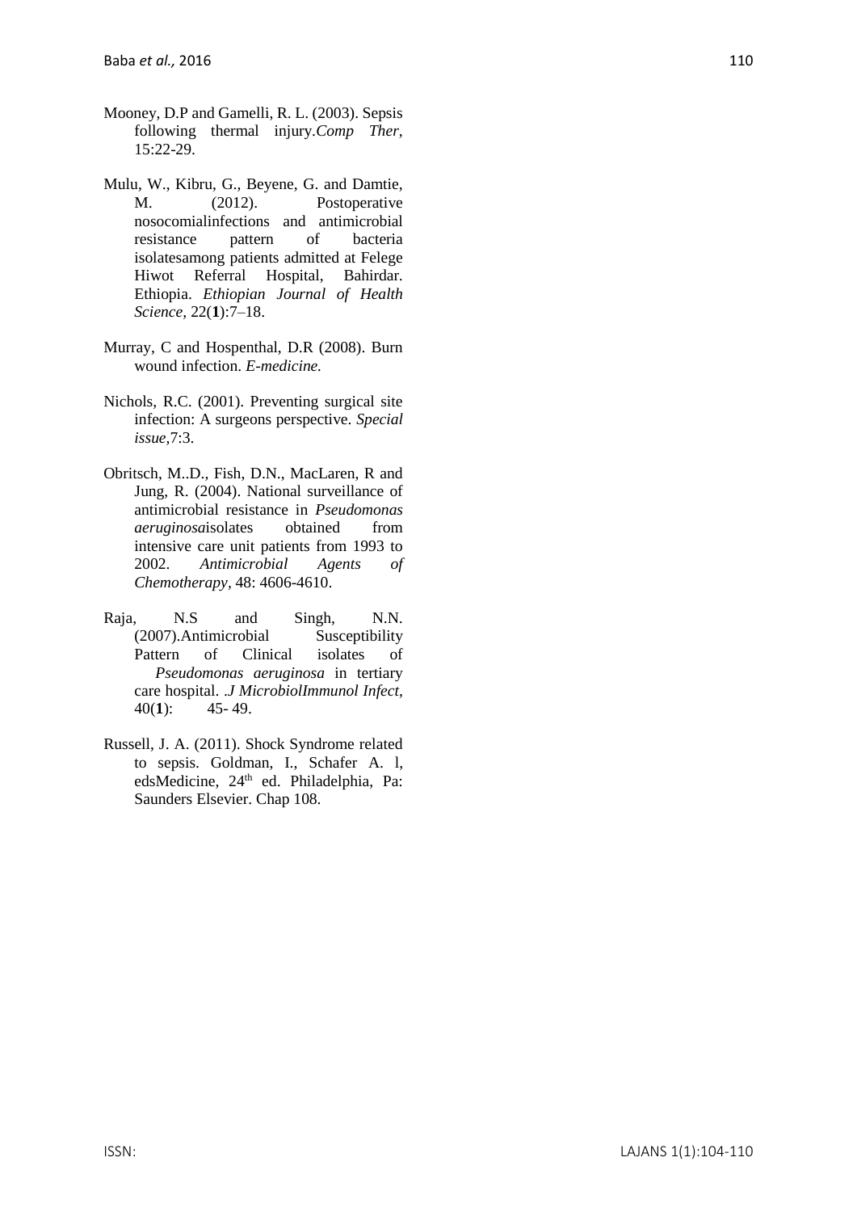Mooney, D.P and Gamelli, R. L. (2003). Sepsis following thermal injury.*Comp Ther*, 15:22-29.

Mulu, W., Kibru, G., Beyene, G. and Damtie, M. (2012). Postoperative nosocomialinfections and antimicrobial resistance pattern of bacteria isolatesamong patients admitted at Felege Hiwot Referral Hospital, Bahirdar. Ethiopia. *Ethiopian Journal of Health Science*, 22(**1**):7–18.

Murray, C and Hospenthal, D.R (2008). Burn wound infection. *E-medicine.*

Nichols, R.C. (2001). Preventing surgical site infection: A surgeons perspective. *Special issue*,7:3.

Obritsch, M..D., Fish, D.N., MacLaren, R and Jung, R. (2004). National surveillance of antimicrobial resistance in *Pseudomonas aeruginosa*isolates obtained from intensive care unit patients from 1993 to 2002. *Antimicrobial Agents of Chemotherapy*, 48: 4606-4610.

Raja, N.S and Singh, N.N. (2007).Antimicrobial Susceptibility Pattern of Clinical isolates of *Pseudomonas aeruginosa* in tertiary care hospital. .*J MicrobiolImmunol Infect*, 40(**1**): 45- 49.

Russell, J. A. (2011). Shock Syndrome related to sepsis. Goldman, I., Schafer A. l, edsMedicine, 24th ed. Philadelphia, Pa: Saunders Elsevier. Chap 108.